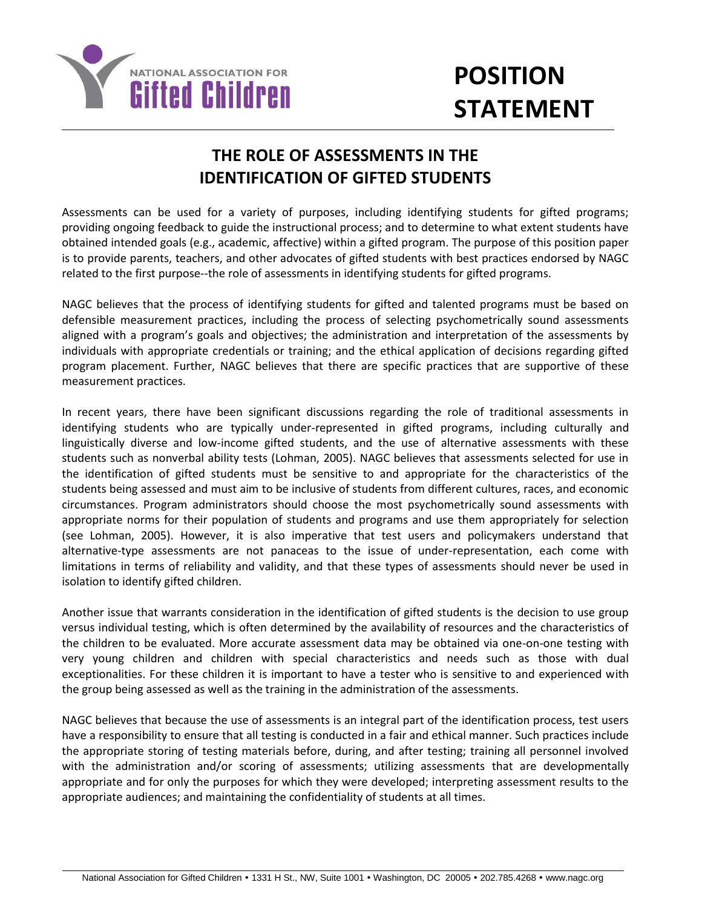NATIONAL ASSOCIATION FOR **Gifted Children**

# POSITION STATEMENT

## THE ROLE OF ASSESSMENTS IN THE IDENTIFICATION OF GIFTED STUDENTS

Assessments can be used for a variety of purposes, including identifying students for gifted programs; providing ongoing feedback to guide the instructional process; and to determine to what extent students have obtained intended goals (e.g., academic, affective) within a gifted program. The purpose of this position paper is to provide parents, teachers, and other advocates of gifted students with best practices endorsed by NAGC related to the first purpose--the role of assessments in identifying students for gifted programs.

NAGC believes that the process of identifying students for gifted and talented programs must be based on defensible measurement practices, including the process of selecting psychometrically sound assessments aligned with a program's goals and objectives; the administration and interpretation of the assessments by individuals with appropriate credentials or training; and the ethical application of decisions regarding gifted program placement. Further, NAGC believes that there are specific practices that are supportive of these measurement practices.

In recent years, there have been significant discussions regarding the role of traditional assessments in identifying students who are typically under-represented in gifted programs, including culturally and linguistically diverse and low-income gifted students, and the use of alternative assessments with these students such as nonverbal ability tests (Lohman, 2005). NAGC believes that assessments selected for use in the identification of gifted students must be sensitive to and appropriate for the characteristics of the students being assessed and must aim to be inclusive of students from different cultures, races, and economic circumstances. Program administrators should choose the most psychometrically sound assessments with appropriate norms for their population of students and programs and use them appropriately for selection (see Lohman, 2005). However, it is also imperative that test users and policymakers understand that alternative-type assessments are not panaceas to the issue of under-representation, each come with limitations in terms of reliability and validity, and that these types of assessments should never be used in isolation to identify gifted children.

Another issue that warrants consideration in the identification of gifted students is the decision to use group versus individual testing, which is often determined by the availability of resources and the characteristics of the children to be evaluated. More accurate assessment data may be obtained via one-on-one testing with very young children and children with special characteristics and needs such as those with dual exceptionalities. For these children it is important to have a tester who is sensitive to and experienced with the group being assessed as well as the training in the administration of the assessments.

NAGC believes that because the use of assessments is an integral part of the identification process, test users have a responsibility to ensure that all testing is conducted in a fair and ethical manner. Such practices include the appropriate storing of testing materials before, during, and after testing; training all personnel involved with the administration and/or scoring of assessments; utilizing assessments that are developmentally appropriate and for only the purposes for which they were developed; interpreting assessment results to the appropriate audiences; and maintaining the confidentiality of students at all times.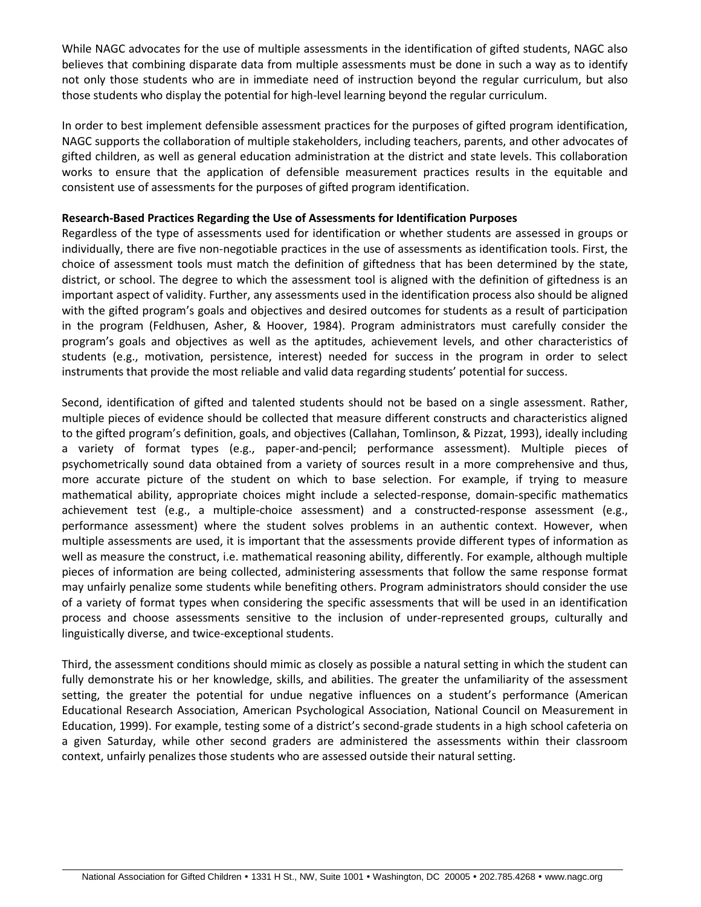While NAGC advocates for the use of multiple assessments in the identification of gifted students, NAGC also believes that combining disparate data from multiple assessments must be done in such a way as to identify not only those students who are in immediate need of instruction beyond the regular curriculum, but also those students who display the potential for high-level learning beyond the regular curriculum.

In order to best implement defensible assessment practices for the purposes of gifted program identification, NAGC supports the collaboration of multiple stakeholders, including teachers, parents, and other advocates of gifted children, as well as general education administration at the district and state levels. This collaboration works to ensure that the application of defensible measurement practices results in the equitable and consistent use of assessments for the purposes of gifted program identification.

**Research-Based Practices Regarding the Use of Assessments for Identification Purposes**

Regardless of the type of assessments used for identification or whether students are assessed in groups or individually, there are five non-negotiable practices in the use of assessments as identification tools. First, the choice of assessment tools must match the definition of giftedness that has been determined by the state, district, or school. The degree to which the assessment tool is aligned with the definition of giftedness is an important aspect of validity. Further, any assessments used in the identification process also should be aligned with the gifted program's goals and objectives and desired outcomes for students as a result of participation in the program (Feldhusen, Asher, & Hoover, 1984). Program administrators must carefully consider the program's goals and objectives as well as the aptitudes, achievement levels, and other characteristics of students (e.g., motivation, persistence, interest) needed for success in the program in order to select instruments that provide the most reliable and valid data regarding students' potential for success.

Second, identification of gifted and talented students should not be based on a single assessment. Rather, multiple pieces of evidence should be collected that measure different constructs and characteristics aligned to the gifted program's definition, goals, and objectives (Callahan, Tomlinson, & Pizzat, 1993), ideally including a variety of format types (e.g., paper-and-pencil; performance assessment). Multiple pieces of psychometrically sound data obtained from a variety of sources result in a more comprehensive and thus, more accurate picture of the student on which to base selection. For example, if trying to measure mathematical ability, appropriate choices might include a selected-response, domain-specific mathematics achievement test (e.g., a multiple-choice assessment) and a constructed-response assessment (e.g., performance assessment) where the student solves problems in an authentic context. However, when multiple assessments are used, it is important that the assessments provide different types of information as well as measure the construct, i.e. mathematical reasoning ability, differently. For example, although multiple pieces of information are being collected, administering assessments that follow the same response format may unfairly penalize some students while benefiting others. Program administrators should consider the use of a variety of format types when considering the specific assessments that will be used in an identification process and choose assessments sensitive to the inclusion of under-represented groups, culturally and linguistically diverse, and twice-exceptional students.

Third, the assessment conditions should mimic as closely as possible a natural setting in which the student can fully demonstrate his or her knowledge, skills, and abilities. The greater the unfamiliarity of the assessment setting, the greater the potential for undue negative influences on a student's performance (American Educational Research Association, American Psychological Association, National Council on Measurement in Education, 1999). For example, testing some of a district's second-grade students in a high school cafeteria on a given Saturday, while other second graders are administered the assessments within their classroom context, unfairly penalizes those students who are assessed outside their natural setting.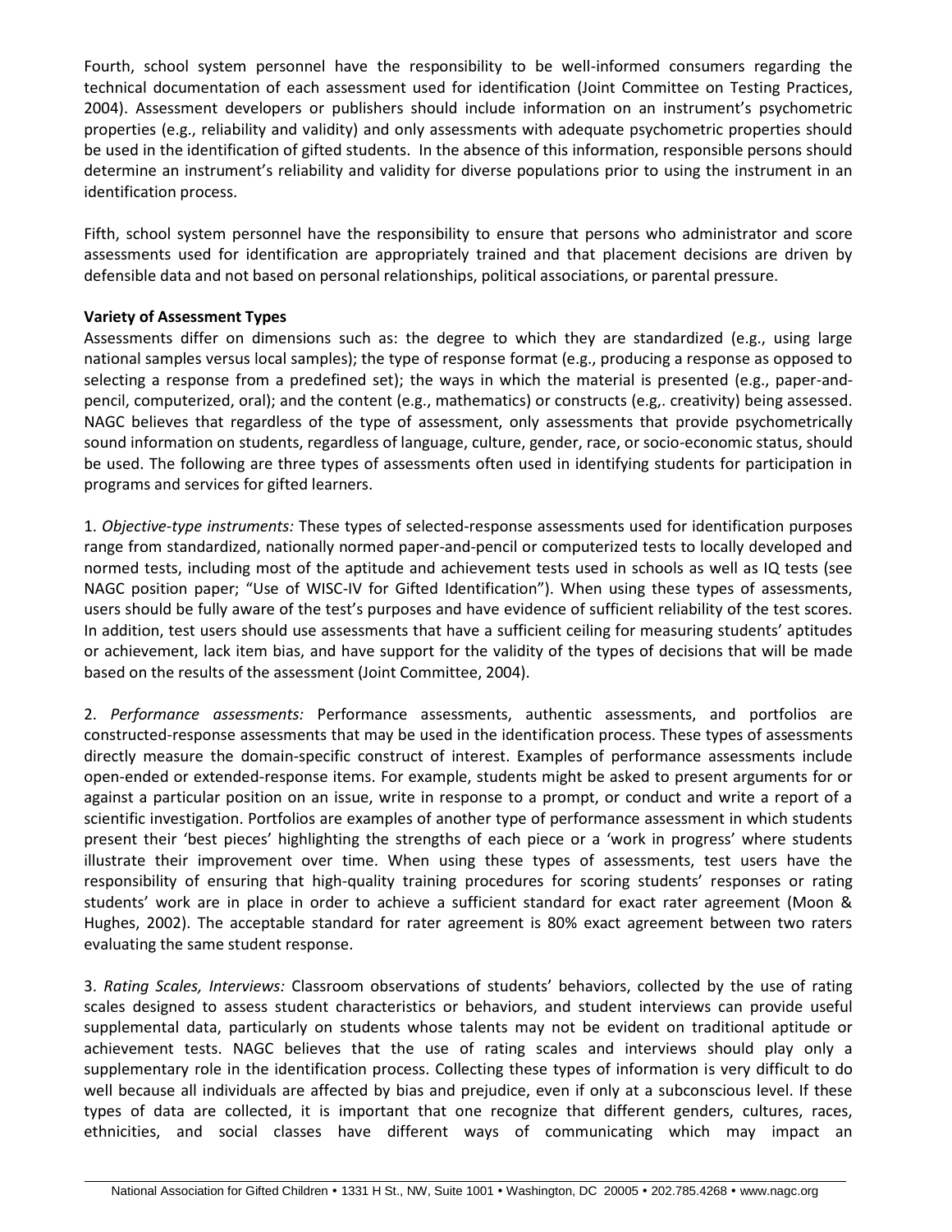Fourth, school system personnel have the responsibility to be well-informed consumers regarding the technical documentation of each assessment used for identification (Joint Committee on Testing Practices, 2004). Assessment developers or publishers should include information on an instrument's psychometric properties (e.g., reliability and validity) and only assessments with adequate psychometric properties should be used in the identification of gifted students. In the absence of this information, responsible persons should determine an instrument's reliability and validity for diverse populations prior to using the instrument in an identification process.

Fifth, school system personnel have the responsibility to ensure that persons who administrator and score assessments used for identification are appropriately trained and that placement decisions are driven by defensible data and not based on personal relationships, political associations, or parental pressure.

**Variety of Assessment Types**

Assessments differ on dimensions such as: the degree to which they are standardized (e.g., using large national samples versus local samples); the type of response format (e.g., producing a response as opposed to selecting a response from a predefined set); the ways in which the material is presented (e.g., paper-and-pencil, computerized, oral); and the content (e.g., mathematics) or constructs (e.g,. creativity) being assessed. NAGC believes that regardless of the type of assessment, only assessments that provide psychometrically sound information on students, regardless of language, culture, gender, race, or socio-economic status, should be used. The following are three types of assessments often used in identifying students for participation in programs and services for gifted learners.

1. *Objective-type instruments:* These types of selected-response assessments used for identification purposes range from standardized, nationally normed paper-and-pencil or computerized tests to locally developed and normed tests, including most of the aptitude and achievement tests used in schools as well as IQ tests (see NAGC position paper; "Use of WISC-IV for Gifted Identification"). When using these types of assessments, users should be fully aware of the test's purposes and have evidence of sufficient reliability of the test scores. In addition, test users should use assessments that have a sufficient ceiling for measuring students' aptitudes or achievement, lack item bias, and have support for the validity of the types of decisions that will be made based on the results of the assessment (Joint Committee, 2004).

2. *Performance assessments:* Performance assessments, authentic assessments, and portfolios are constructed-response assessments that may be used in the identification process. These types of assessments directly measure the domain-specific construct of interest. Examples of performance assessments include open-ended or extended-response items. For example, students might be asked to present arguments for or against a particular position on an issue, write in response to a prompt, or conduct and write a report of a scientific investigation. Portfolios are examples of another type of performance assessment in which students present their 'best pieces' highlighting the strengths of each piece or a 'work in progress' where students illustrate their improvement over time. When using these types of assessments, test users have the responsibility of ensuring that high-quality training procedures for scoring students' responses or rating students' work are in place in order to achieve a sufficient standard for exact rater agreement (Moon & Hughes, 2002). The acceptable standard for rater agreement is 80% exact agreement between two raters evaluating the same student response.

3. *Rating Scales, Interviews:* Classroom observations of students' behaviors, collected by the use of rating scales designed to assess student characteristics or behaviors, and student interviews can provide useful supplemental data, particularly on students whose talents may not be evident on traditional aptitude or achievement tests. NAGC believes that the use of rating scales and interviews should play only a supplementary role in the identification process. Collecting these types of information is very difficult to do well because all individuals are affected by bias and prejudice, even if only at a subconscious level. If these types of data are collected, it is important that one recognize that different genders, cultures, races, ethnicities, and social classes have different ways of communicating which may impact an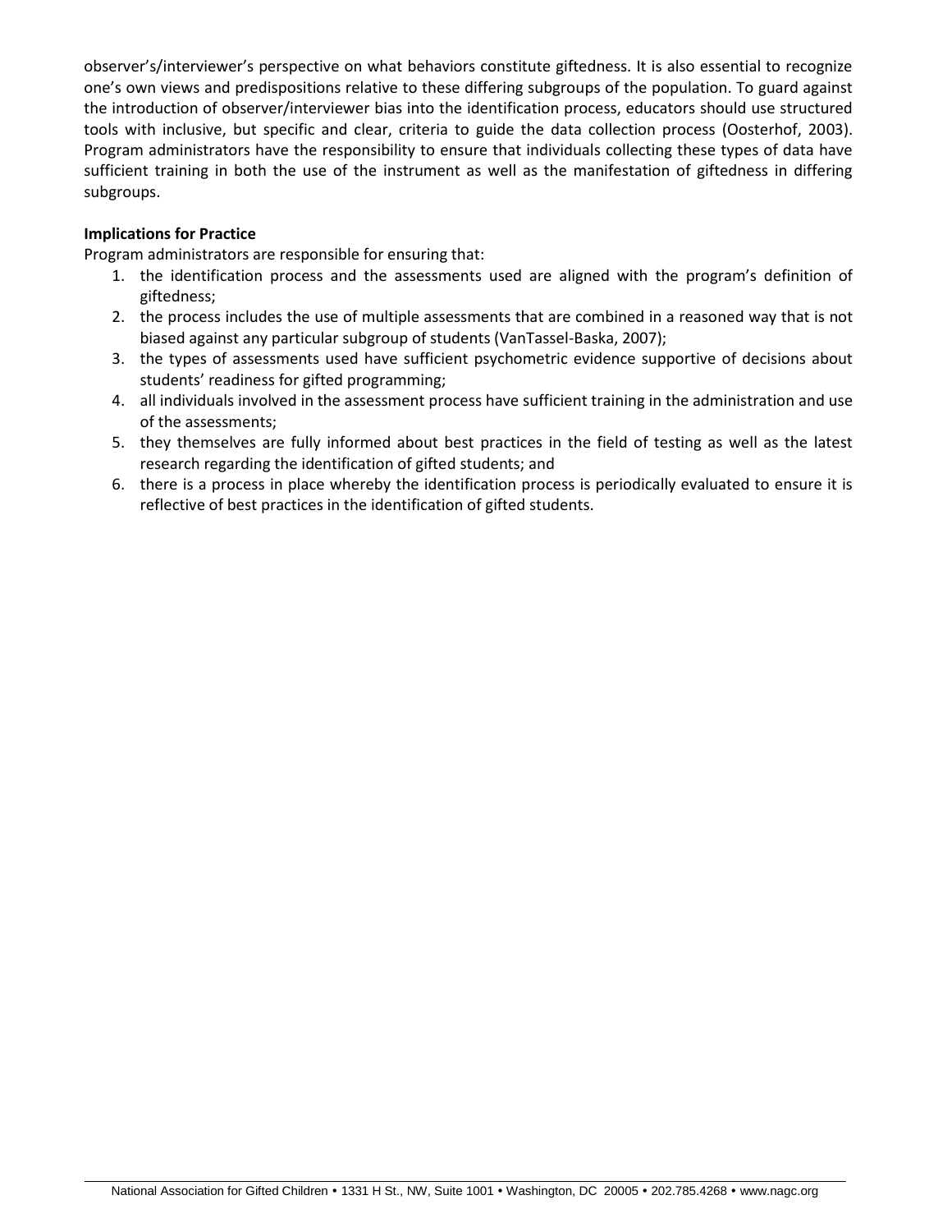observer's/interviewer's perspective on what behaviors constitute giftedness. It is also essential to recognize one's own views and predispositions relative to these differing subgroups of the population. To guard against the introduction of observer/interviewer bias into the identification process, educators should use structured tools with inclusive, but specific and clear, criteria to guide the data collection process (Oosterhof, 2003). Program administrators have the responsibility to ensure that individuals collecting these types of data have sufficient training in both the use of the instrument as well as the manifestation of giftedness in differing subgroups.

**Implications for Practice**

Program administrators are responsible for ensuring that:

1. the identification process and the assessments used are aligned with the program's definition of giftedness;
2. the process includes the use of multiple assessments that are combined in a reasoned way that is not biased against any particular subgroup of students (VanTassel-Baska, 2007);
3. the types of assessments used have sufficient psychometric evidence supportive of decisions about students' readiness for gifted programming;
4. all individuals involved in the assessment process have sufficient training in the administration and use of the assessments;
5. they themselves are fully informed about best practices in the field of testing as well as the latest research regarding the identification of gifted students; and
6. there is a process in place whereby the identification process is periodically evaluated to ensure it is reflective of best practices in the identification of gifted students.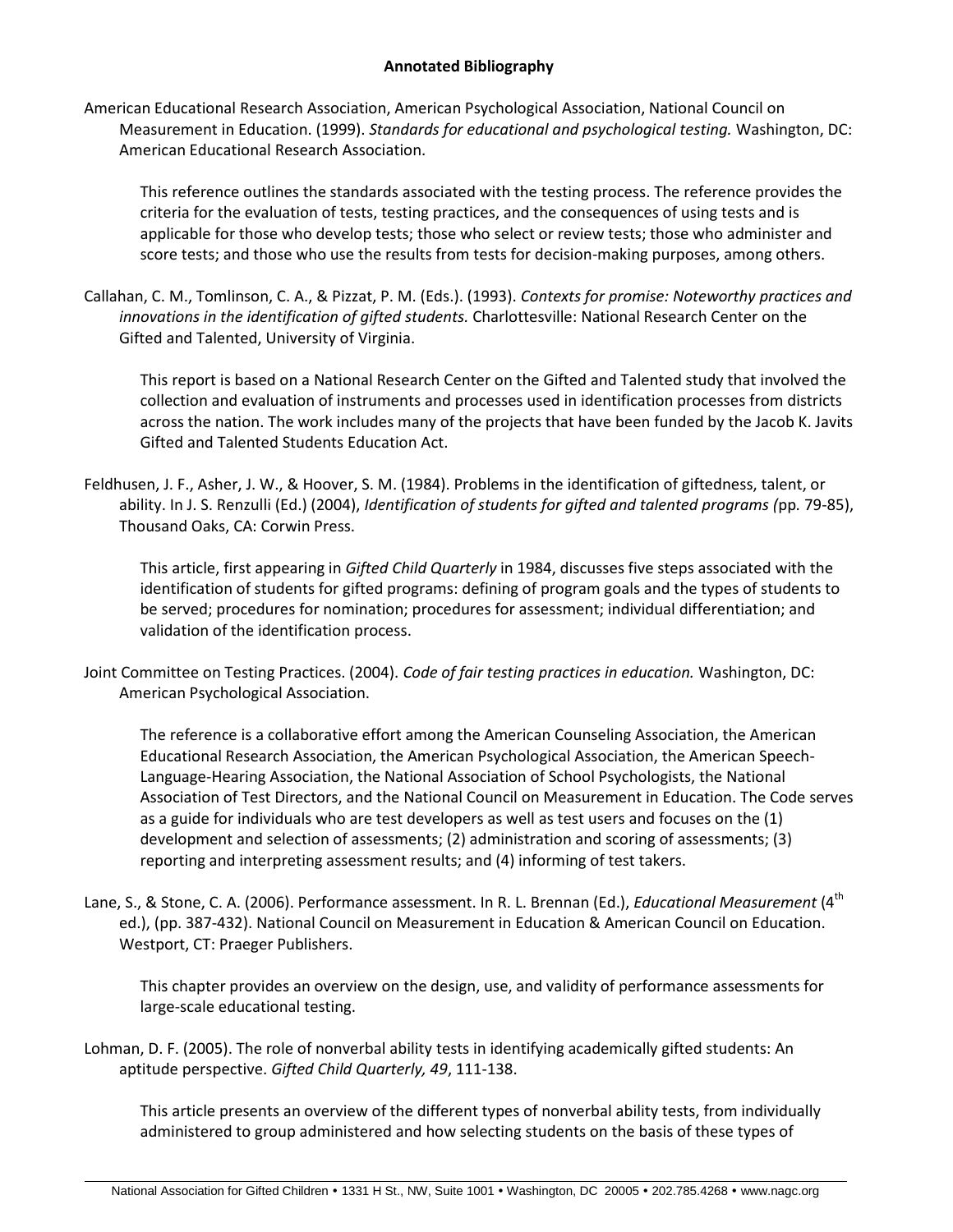**Annotated Bibliography**

American Educational Research Association, American Psychological Association, National Council on Measurement in Education. (1999). *Standards for educational and psychological testing.* Washington, DC: American Educational Research Association.

> This reference outlines the standards associated with the testing process. The reference provides the criteria for the evaluation of tests, testing practices, and the consequences of using tests and is applicable for those who develop tests; those who select or review tests; those who administer and score tests; and those who use the results from tests for decision-making purposes, among others.

Callahan, C. M., Tomlinson, C. A., & Pizzat, P. M. (Eds.). (1993). *Contexts for promise: Noteworthy practices and innovations in the identification of gifted students.* Charlottesville: National Research Center on the Gifted and Talented, University of Virginia.

> This report is based on a National Research Center on the Gifted and Talented study that involved the collection and evaluation of instruments and processes used in identification processes from districts across the nation. The work includes many of the projects that have been funded by the Jacob K. Javits Gifted and Talented Students Education Act.

Feldhusen, J. F., Asher, J. W., & Hoover, S. M. (1984). Problems in the identification of giftedness, talent, or ability. In J. S. Renzulli (Ed.) (2004), *Identification of students for gifted and talented programs (*pp. 79-85), Thousand Oaks, CA: Corwin Press.

> This article, first appearing in *Gifted Child Quarterly* in 1984, discusses five steps associated with the identification of students for gifted programs: defining of program goals and the types of students to be served; procedures for nomination; procedures for assessment; individual differentiation; and validation of the identification process.

Joint Committee on Testing Practices. (2004). *Code of fair testing practices in education.* Washington, DC: American Psychological Association.

> The reference is a collaborative effort among the American Counseling Association, the American Educational Research Association, the American Psychological Association, the American Speech-Language-Hearing Association, the National Association of School Psychologists, the National Association of Test Directors, and the National Council on Measurement in Education. The Code serves as a guide for individuals who are test developers as well as test users and focuses on the (1) development and selection of assessments; (2) administration and scoring of assessments; (3) reporting and interpreting assessment results; and (4) informing of test takers.

Lane, S., & Stone, C. A. (2006). Performance assessment. In R. L. Brennan (Ed.), *Educational Measurement* (4th ed.), (pp. 387-432). National Council on Measurement in Education & American Council on Education. Westport, CT: Praeger Publishers.

> This chapter provides an overview on the design, use, and validity of performance assessments for large-scale educational testing.

Lohman, D. F. (2005). The role of nonverbal ability tests in identifying academically gifted students: An aptitude perspective. *Gifted Child Quarterly, 49*, 111-138.

> This article presents an overview of the different types of nonverbal ability tests, from individually administered to group administered and how selecting students on the basis of these types of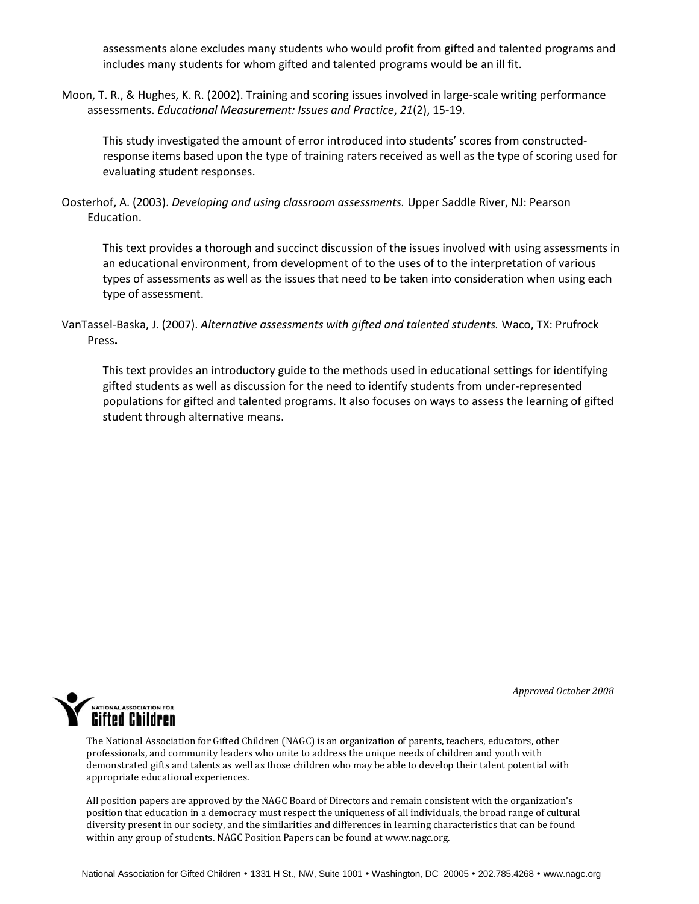assessments alone excludes many students who would profit from gifted and talented programs and includes many students for whom gifted and talented programs would be an ill fit.

Moon, T. R., & Hughes, K. R. (2002). Training and scoring issues involved in large-scale writing performance assessments. *Educational Measurement: Issues and Practice*, *21*(2), 15-19.

This study investigated the amount of error introduced into students' scores from constructed-response items based upon the type of training raters received as well as the type of scoring used for evaluating student responses.

Oosterhof, A. (2003). *Developing and using classroom assessments.* Upper Saddle River, NJ: Pearson Education.

This text provides a thorough and succinct discussion of the issues involved with using assessments in an educational environment, from development of to the uses of to the interpretation of various types of assessments as well as the issues that need to be taken into consideration when using each type of assessment.

VanTassel-Baska, J. (2007). *Alternative assessments with gifted and talented students.* Waco, TX: Prufrock Press**.**

This text provides an introductory guide to the methods used in educational settings for identifying gifted students as well as discussion for the need to identify students from under-represented populations for gifted and talented programs. It also focuses on ways to assess the learning of gifted student through alternative means.

*Approved October 2008*

NATIONAL ASSOCIATION FOR **Gifted Children**

The National Association for Gifted Children (NAGC) is an organization of parents, teachers, educators, other professionals, and community leaders who unite to address the unique needs of children and youth with demonstrated gifts and talents as well as those children who may be able to develop their talent potential with appropriate educational experiences.

All position papers are approved by the NAGC Board of Directors and remain consistent with the organization's position that education in a democracy must respect the uniqueness of all individuals, the broad range of cultural diversity present in our society, and the similarities and differences in learning characteristics that can be found within any group of students. NAGC Position Papers can be found at www.nagc.org.

National Association for Gifted Children • 1331 H St., NW, Suite 1001 • Washington, DC 20005 • 202.785.4268 • www.nagc.org